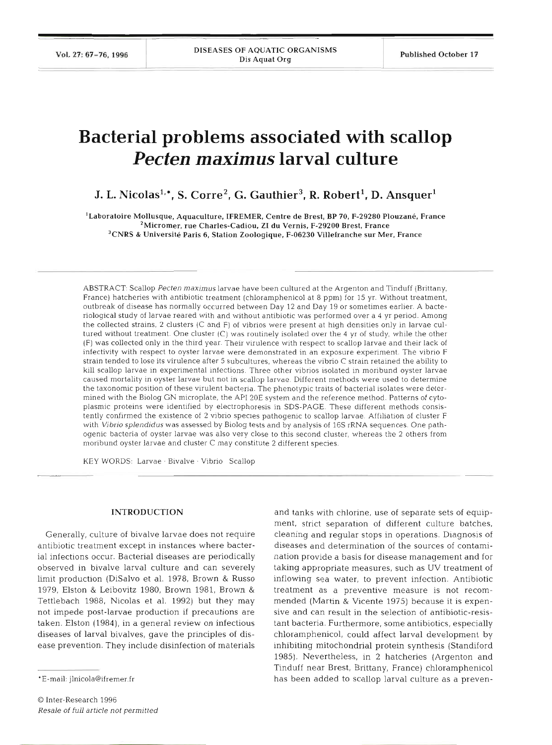# Bacterial problems associated with scallop *Pecten maximus* larval culture

**J. L. Nicolas[1,*], S. Corre[2], G. Gauthier[3], R. Robert[1], D. Ansquer[1]**

[1]Laboratoire Mollusque, Aquaculture, IFREMER, Centre de Brest, BP 70, F-29280 Plouzané, France
[2]Micromer, rue Charles-Cadiou, ZI du Vernis, F-29200 Brest, France
[3]CNRS & Université Paris 6, Station Zoologique, F-06230 Villefranche sur Mer, France

ABSTRACT: Scallop *Pecten maximus* larvae have been cultured at the Argenton and Tinduff (Brittany, France) hatcheries with antibiotic treatment (chloramphenicol at 8 ppm) for 15 yr. Without treatment, outbreak of disease has normally occurred between Day 12 and Day 19 or sometimes earlier. A bacteriological study of larvae reared with and without antibiotic was performed over a 4 yr period. Among the collected strains, 2 clusters (C and F) of vibrios were present at high densities only in larvae cultured without treatment. One cluster (C) was routinely isolated over the 4 yr of study, while the other (F) was collected only in the third year. Their virulence with respect to scallop larvae and their lack of infectivity with respect to oyster larvae were demonstrated in an exposure experiment. The vibrio F strain tended to lose its virulence after 5 subcultures, whereas the vibrio C strain retained the ability to kill scallop larvae in experimental infections. Three other vibrios isolated in moribund oyster larvae caused mortality in oyster larvae but not in scallop larvae. Different methods were used to determine the taxonomic position of these virulent bacteria. The phenotypic traits of bacterial isolates were determined with the Biolog GN microplate, the API 20E system and the reference method. Patterns of cytoplasmic proteins were identified by electrophoresis in SDS-PAGE. These different methods consistently confirmed the existence of 2 vibrio species pathogenic to scallop larvae. Affiliation of cluster F with *Vibrio splendidus* was assessed by Biolog tests and by analysis of 16S rRNA sequences. One pathogenic bacteria of oyster larvae was also very close to this second cluster, whereas the 2 others from moribund oyster larvae and cluster C may constitute 2 different species.

KEY WORDS: Larvae · Bivalve · Vibrio · Scallop

## INTRODUCTION

Generally, culture of bivalve larvae does not require antibiotic treatment except in instances where bacterial infections occur. Bacterial diseases are periodically observed in bivalve larval culture and can severely limit production (DiSalvo et al. 1978, Brown & Russo 1979, Elston & Leibovitz 1980, Brown 1981, Brown & Tettlebach 1988, Nicolas et al. 1992) but they may not impede post-larvae production if precautions are taken. Elston (1984), in a general review on infectious diseases of larval bivalves, gave the principles of disease prevention. They include disinfection of materials and tanks with chlorine, use of separate sets of equipment, strict separation of different culture batches, cleaning and regular stops in operations. Diagnosis of diseases and determination of the sources of contamination provide a basis for disease management and for taking appropriate measures, such as UV treatment of inflowing sea water, to prevent infection. Antibiotic treatment as a preventive measure is not recommended (Martin & Vicente 1975) because it is expensive and can result in the selection of antibiotic-resistant bacteria. Furthermore, some antibiotics, especially chloramphenicol, could affect larval development by inhibiting mitochondrial protein synthesis (Standiford 1985). Nevertheless, in 2 hatcheries (Argenton and Tinduff near Brest, Brittany, France) chloramphenicol has been added to scallop larval culture as a preven-

*E-mail: jlnicola@ifremer.fr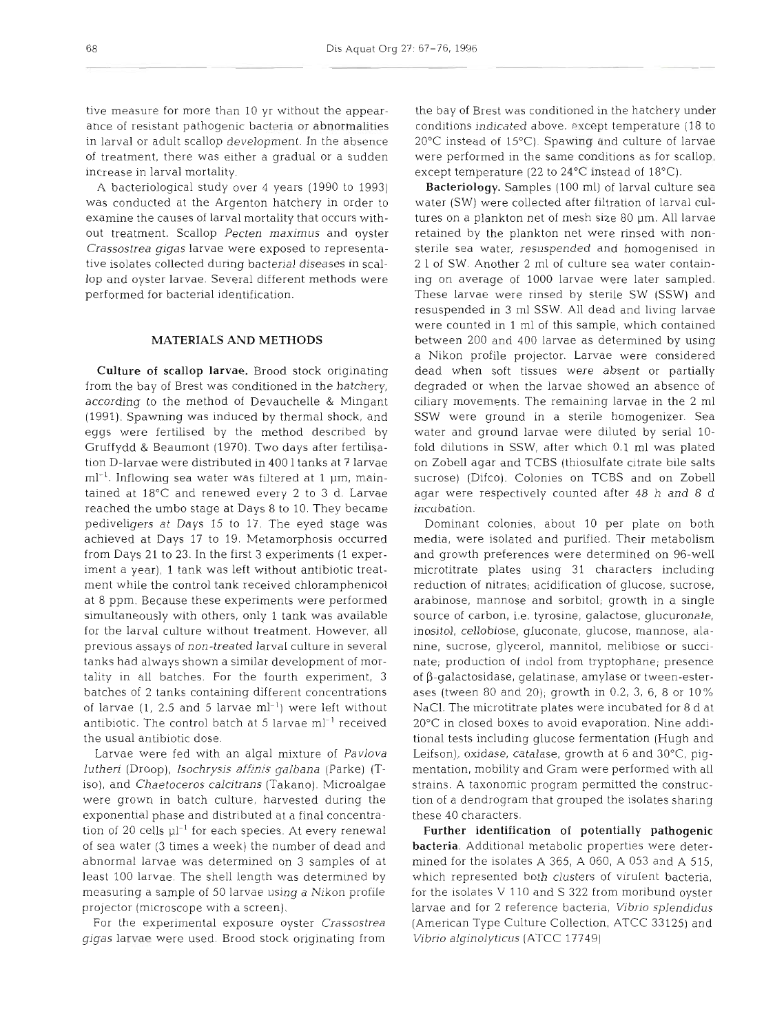tive measure for more than 10 yr without the appearance of resistant pathogenic bacteria or abnormalities in larval or adult scallop development. In the absence of treatment, there was either a gradual or a sudden increase in larval mortality.

A bacteriological study over 4 years (1990 to 1993) was conducted at the Argenton hatchery in order to examine the causes of larval mortality that occurs without treatment. Scallop *Pecten maximus* and oyster *Crassostrea gigas* larvae were exposed to representative isolates collected during bacterial diseases in scallop and oyster larvae. Several different methods were performed for bacterial identification.

## MATERIALS AND METHODS

**Culture of scallop larvae.** Brood stock originating from the bay of Brest was conditioned in the hatchery, according to the method of Devauchelle & Mingant (1991). Spawning was induced by thermal shock, and eggs were fertilised by the method described by Gruffydd & Beaumont (1970). Two days after fertilisation D-larvae were distributed in 400 l tanks at 7 larvae $ml^{-1}$. Inflowing sea water was filtered at 1 µm, maintained at 18°C and renewed every 2 to 3 d. Larvae reached the umbo stage at Days 8 to 10. They became pediveligers at Days 15 to 17. The eyed stage was achieved at Days 17 to 19. Metamorphosis occurred from Days 21 to 23. In the first 3 experiments (1 experiment a year), 1 tank was left without antibiotic treatment while the control tank received chloramphenicol at 8 ppm. Because these experiments were performed simultaneously with others, only 1 tank was available for the larval culture without treatment. However, all previous assays of non-treated larval culture in several tanks had always shown a similar development of mortality in all batches. For the fourth experiment, 3 batches of 2 tanks containing different concentrations of larvae (1, 2.5 and 5 larvae $ml^{-1}$) were left without antibiotic. The control batch at 5 larvae $ml^{-1}$ received the usual antibiotic dose.

Larvae were fed with an algal mixture of *Pavlova lutheri* (Droop), *Isochrysis affinis galbana* (Parke) (T-iso), and *Chaetoceros calcitrans* (Takano). Microalgae were grown in batch culture, harvested during the exponential phase and distributed at a final concentration of 20 cells $\mu l^{-1}$ for each species. At every renewal of sea water (3 times a week) the number of dead and abnormal larvae was determined on 3 samples of at least 100 larvae. The shell length was determined by measuring a sample of 50 larvae using a Nikon profile projector (microscope with a screen).

For the experimental exposure oyster *Crassostrea gigas* larvae were used. Brood stock originating from the bay of Brest was conditioned in the hatchery under conditions indicated above, except temperature (18 to 20°C instead of 15°C). Spawing and culture of larvae were performed in the same conditions as for scallop, except temperature (22 to 24°C instead of 18°C).

**Bacteriology.** Samples (100 ml) of larval culture sea water (SW) were collected after filtration of larval cultures on a plankton net of mesh size 80 µm. All larvae retained by the plankton net were rinsed with non-sterile sea water, resuspended and homogenised in 2 l of SW. Another 2 ml of culture sea water containing on average of 1000 larvae were later sampled. These larvae were rinsed by sterile SW (SSW) and resuspended in 3 ml SSW. All dead and living larvae were counted in 1 ml of this sample, which contained between 200 and 400 larvae as determined by using a Nikon profile projector. Larvae were considered dead when soft tissues were absent or partially degraded or when the larvae showed an absence of ciliary movements. The remaining larvae in the 2 ml SSW were ground in a sterile homogenizer. Sea water and ground larvae were diluted by serial 10-fold dilutions in SSW, after which 0.1 ml was plated on Zobell agar and TCBS (thiosulfate citrate bile salts sucrose) (Difco). Colonies on TCBS and on Zobell agar were respectively counted after 48 h and 8 d incubation.

Dominant colonies, about 10 per plate on both media, were isolated and purified. Their metabolism and growth preferences were determined on 96-well microtitrate plates using 31 characters including reduction of nitrates; acidification of glucose, sucrose, arabinose, mannose and sorbitol; growth in a single source of carbon, i.e. tyrosine, galactose, glucuronate, inositol, cellobiose, gluconate, glucose, mannose, alanine, sucrose, glycerol, mannitol, melibiose or succinate; production of indol from tryptophane; presence of β-galactosidase, gelatinase, amylase or tween-esterases (tween 80 and 20); growth in 0.2, 3, 6, 8 or 10% NaCl. The microtitrate plates were incubated for 8 d at 20°C in closed boxes to avoid evaporation. Nine additional tests including glucose fermentation (Hugh and Leifson), oxidase, catalase, growth at 6 and 30°C, pigmentation, mobility and Gram were performed with all strains. A taxonomic program permitted the construction of a dendrogram that grouped the isolates sharing these 40 characters.

**Further identification of potentially pathogenic bacteria.** Additional metabolic properties were determined for the isolates A 365, A 060, A 053 and A 515, which represented both clusters of virulent bacteria, for the isolates V 110 and S 322 from moribund oyster larvae and for 2 reference bacteria, *Vibrio splendidus* (American Type Culture Collection, ATCC 33125) and *Vibrio alginolyticus* (ATCC 17749)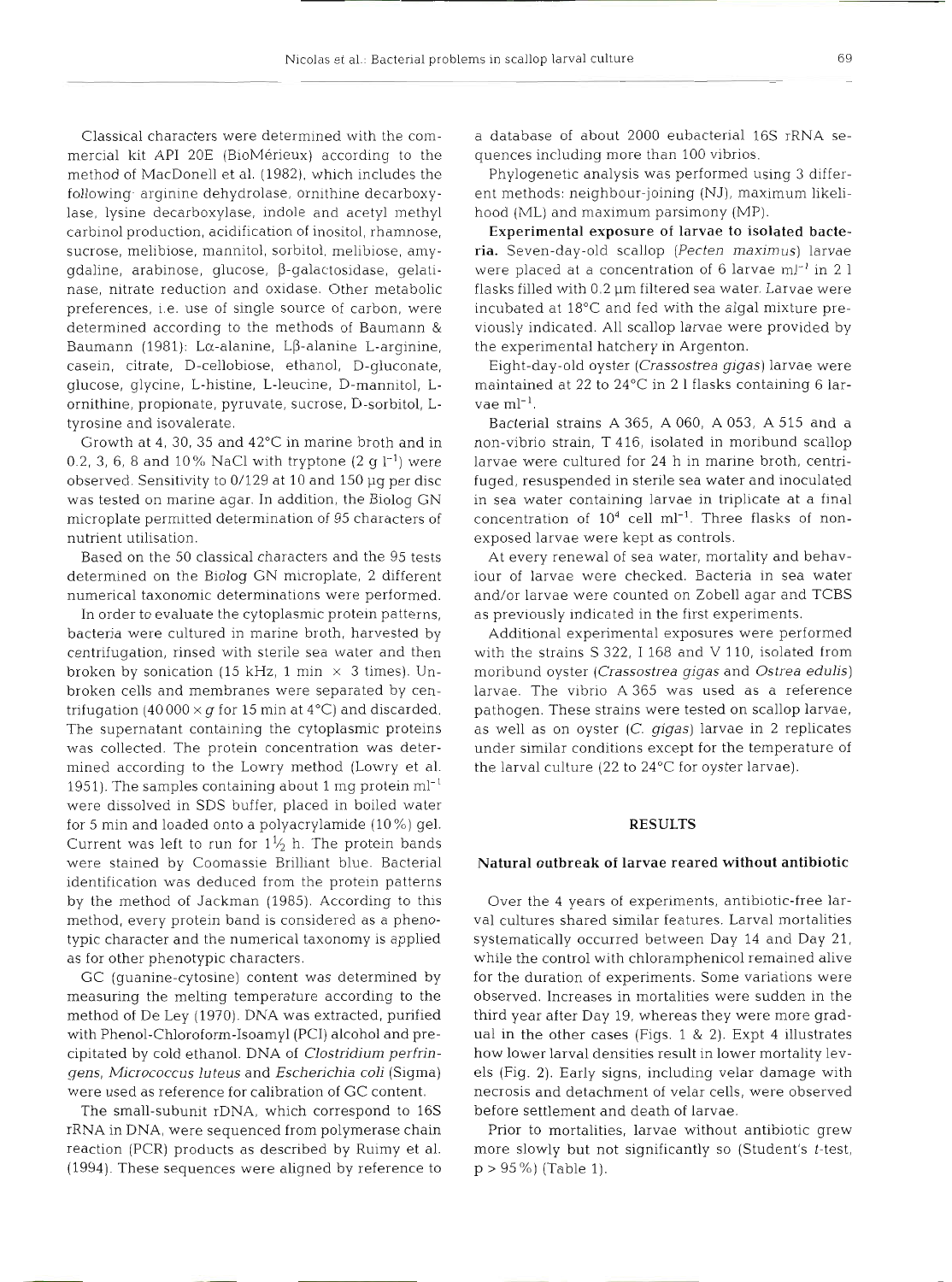Classical characters were determined with the commercial kit API 20E (BioMérieux) according to the method of MacDonell et al. (1982), which includes the following: arginine dehydrolase, ornithine decarboxylase, lysine decarboxylase, indole and acetyl methyl carbinol production, acidification of inositol, rhamnose, sucrose, melibiose, mannitol, sorbitol, melibiose, amygdaline, arabinose, glucose, β-galactosidase, gelatinase, nitrate reduction and oxidase. Other metabolic preferences, i.e. use of single source of carbon, were determined according to the methods of Baumann & Baumann (1981): Lα-alanine, Lβ-alanine L-arginine, casein, citrate, D-cellobiose, ethanol, D-gluconate, glucose, glycine, L-histine, L-leucine, D-mannitol, L-ornithine, propionate, pyruvate, sucrose, D-sorbitol, L-tyrosine and isovalerate.

Growth at 4, 30, 35 and 42°C in marine broth and in 0.2, 3, 6, 8 and 10% NaCl with tryptone (2 g $l^{-1}$) were observed. Sensitivity to 0/129 at 10 and 150 µg per disc was tested on marine agar. In addition, the Biolog GN microplate permitted determination of 95 characters of nutrient utilisation.

Based on the 50 classical characters and the 95 tests determined on the Biolog GN microplate, 2 different numerical taxonomic determinations were performed.

In order to evaluate the cytoplasmic protein patterns, bacteria were cultured in marine broth, harvested by centrifugation, rinsed with sterile sea water and then broken by sonication (15 kHz, 1 min × 3 times). Unbroken cells and membranes were separated by centrifugation (40000 × *g* for 15 min at 4°C) and discarded. The supernatant containing the cytoplasmic proteins was collected. The protein concentration was determined according to the Lowry method (Lowry et al. 1951). The samples containing about 1 mg protein $ml^{-1}$ were dissolved in SDS buffer, placed in boiled water for 5 min and loaded onto a polyacrylamide (10%) gel. Current was left to run for 1½ h. The protein bands were stained by Coomassie Brilliant blue. Bacterial identification was deduced from the protein patterns by the method of Jackman (1985). According to this method, every protein band is considered as a phenotypic character and the numerical taxonomy is applied as for other phenotypic characters.

GC (guanine-cytosine) content was determined by measuring the melting temperature according to the method of De Ley (1970). DNA was extracted, purified with Phenol-Chloroform-Isoamyl (PCI) alcohol and precipitated by cold ethanol. DNA of *Clostridium perfringens*, *Micrococcus luteus* and *Escherichia coli* (Sigma) were used as reference for calibration of GC content.

The small-subunit rDNA, which correspond to 16S rRNA in DNA, were sequenced from polymerase chain reaction (PCR) products as described by Ruimy et al. (1994). These sequences were aligned by reference to a database of about 2000 eubacterial 16S rRNA sequences including more than 100 vibrios.

Phylogenetic analysis was performed using 3 different methods: neighbour-joining (NJ), maximum likelihood (ML) and maximum parsimony (MP).

**Experimental exposure of larvae to isolated bacteria.** Seven-day-old scallop (*Pecten maximus*) larvae were placed at a concentration of 6 larvae $ml^{-1}$ in 2 l flasks filled with 0.2 µm filtered sea water. Larvae were incubated at 18°C and fed with the algal mixture previously indicated. All scallop larvae were provided by the experimental hatchery in Argenton.

Eight-day-old oyster (*Crassostrea gigas*) larvae were maintained at 22 to 24°C in 2 l flasks containing 6 larvae $ml^{-1}$.

Bacterial strains A 365, A 060, A 053, A 515 and a non-vibrio strain, T 416, isolated in moribund scallop larvae were cultured for 24 h in marine broth, centrifuged, resuspended in sterile sea water and inoculated in sea water containing larvae in triplicate at a final concentration of $10^4$ cell $ml^{-1}$. Three flasks of non-exposed larvae were kept as controls.

At every renewal of sea water, mortality and behaviour of larvae were checked. Bacteria in sea water and/or larvae were counted on Zobell agar and TCBS as previously indicated in the first experiments.

Additional experimental exposures were performed with the strains S 322, I 168 and V 110, isolated from moribund oyster (*Crassostrea gigas* and *Ostrea edulis*) larvae. The vibrio A 365 was used as a reference pathogen. These strains were tested on scallop larvae, as well as on oyster (*C. gigas*) larvae in 2 replicates under similar conditions except for the temperature of the larval culture (22 to 24°C for oyster larvae).

## RESULTS

### Natural outbreak of larvae reared without antibiotic

Over the 4 years of experiments, antibiotic-free larval cultures shared similar features. Larval mortalities systematically occurred between Day 14 and Day 21, while the control with chloramphenicol remained alive for the duration of experiments. Some variations were observed. Increases in mortalities were sudden in the third year after Day 19, whereas they were more gradual in the other cases (Figs. 1 & 2). Expt 4 illustrates how lower larval densities result in lower mortality levels (Fig. 2). Early signs, including velar damage with necrosis and detachment of velar cells, were observed before settlement and death of larvae.

Prior to mortalities, larvae without antibiotic grew more slowly but not significantly so (Student's *t*-test, $p > 95\%$) (Table 1).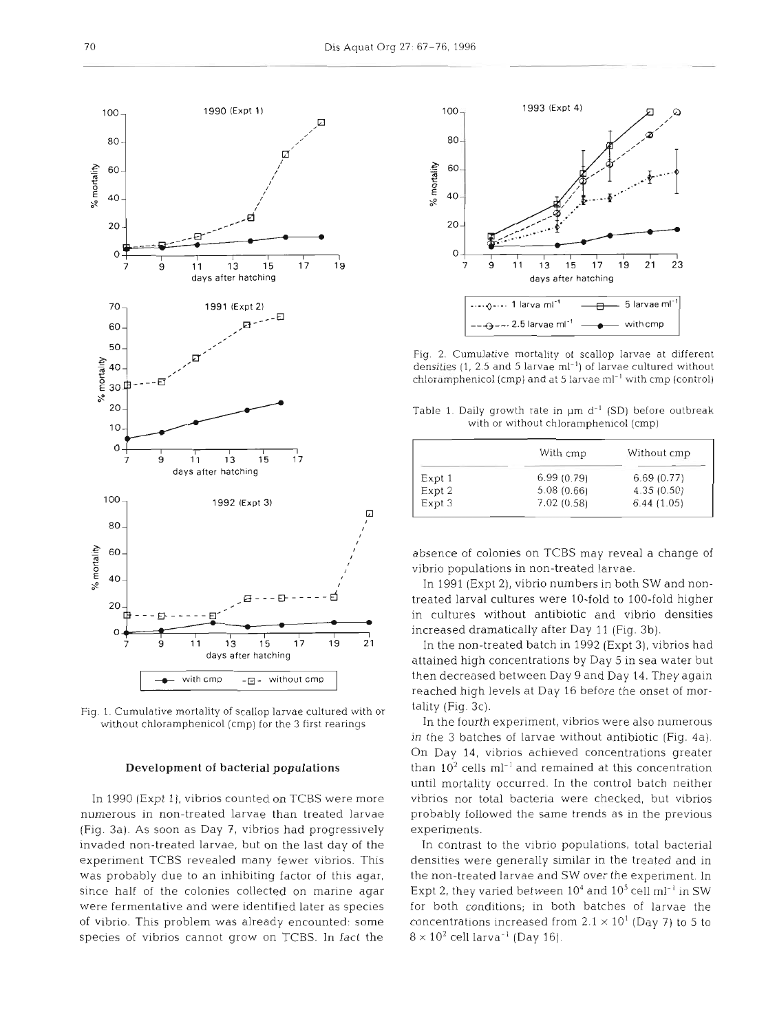Fig. 1. Cumulative mortality of scallop larvae cultured with or without chloramphenicol (cmp) for the 3 first rearings

Fig. 2. Cumulative mortality of scallop larvae at different densities (1, 2.5 and 5 larvae $ml^{-1}$) of larvae cultured without chloramphenicol (cmp) and at 5 larvae $ml^{-1}$ with cmp (control)

Table 1. Daily growth rate in µm $d^{-1}$ (SD) before outbreak with or without chloramphenicol (cmp)

| | With cmp | Without cmp |
|---|---|---|
| Expt 1 | 6.99 (0.79) | 6.69 (0.77) |
| Expt 2 | 5.08 (0.66) | 4.35 (0.50) |
| Expt 3 | 7.02 (0.58) | 6.44 (1.05) |

## Development of bacterial populations

In 1990 (Expt 1), vibrios counted on TCBS were more numerous in non-treated larvae than treated larvae (Fig. 3a). As soon as Day 7, vibrios had progressively invaded non-treated larvae, but on the last day of the experiment TCBS revealed many fewer vibrios. This was probably due to an inhibiting factor of this agar, since half of the colonies collected on marine agar were fermentative and were identified later as species of vibrio. This problem was already encountered: some species of vibrios cannot grow on TCBS. In fact the absence of colonies on TCBS may reveal a change of vibrio populations in non-treated larvae.

In 1991 (Expt 2), vibrio numbers in both SW and non-treated larval cultures were 10-fold to 100-fold higher in cultures without antibiotic and vibrio densities increased dramatically after Day 11 (Fig. 3b).

In the non-treated batch in 1992 (Expt 3), vibrios had attained high concentrations by Day 5 in sea water but then decreased between Day 9 and Day 14. They again reached high levels at Day 16 before the onset of mortality (Fig. 3c).

In the fourth experiment, vibrios were also numerous in the 3 batches of larvae without antibiotic (Fig. 4a). On Day 14, vibrios achieved concentrations greater than $10^2$ cells $ml^{-1}$ and remained at this concentration until mortality occurred. In the control batch neither vibrios nor total bacteria were checked, but vibrios probably followed the same trends as in the previous experiments.

In contrast to the vibrio populations, total bacterial densities were generally similar in the treated and in the non-treated larvae and SW over the experiment. In Expt 2, they varied between $10^4$ and $10^5$ cell $ml^{-1}$ in SW for both conditions; in both batches of larvae the concentrations increased from $2.1 \times 10^1$ (Day 7) to 5 to $8 \times 10^2$ cell $larva^{-1}$ (Day 16).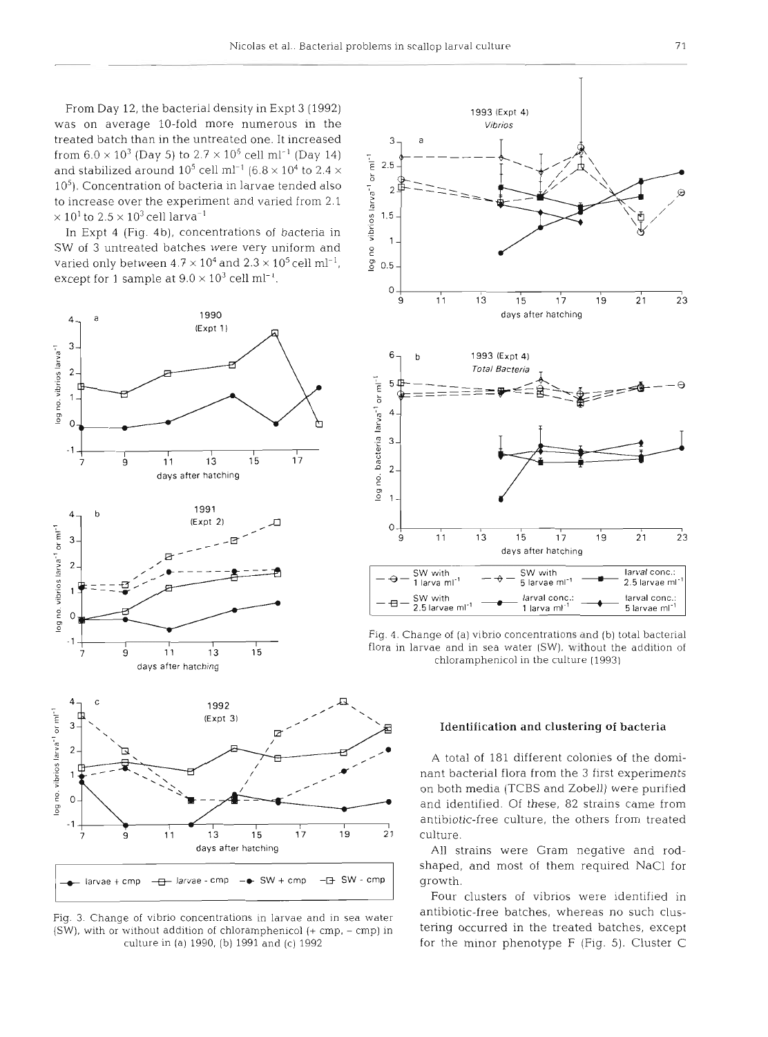From Day 12, the bacterial density in Expt 3 (1992) was on average 10-fold more numerous in the treated batch than in the untreated one. It increased from $6.0 \times 10^3$ (Day 5) to $2.7 \times 10^5$ cell ml$^{-1}$ (Day 14) and stabilized around $10^5$ cell ml$^{-1}$ ($6.8 \times 10^4$ to $2.4 \times 10^5$). Concentration of bacteria in larvae tended also to increase over the experiment and varied from $2.1 \times 10^1$ to $2.5 \times 10^3$ cell larva$^{-1}$

In Expt 4 (Fig. 4b), concentrations of bacteria in SW of 3 untreated batches were very uniform and varied only between $4.7 \times 10^4$ and $2.3 \times 10^5$ cell ml$^{-1}$, except for 1 sample at $9.0 \times 10^3$ cell ml$^{-1}$.

Fig. 3. Change of vibrio concentrations in larvae and in sea water (SW), with or without addition of chloramphenicol (+ cmp, − cmp) in culture in (a) 1990, (b) 1991 and (c) 1992

Fig. 4. Change of (a) vibrio concentrations and (b) total bacterial flora in larvae and in sea water (SW), without the addition of chloramphenicol in the culture (1993)

### Identification and clustering of bacteria

A total of 181 different colonies of the dominant bacterial flora from the 3 first experiments on both media (TCBS and Zobell) were purified and identified. Of these, 82 strains came from antibiotic-free culture, the others from treated culture.

All strains were Gram negative and rod-shaped, and most of them required NaCl for growth.

Four clusters of vibrios were identified in antibiotic-free batches, whereas no such clustering occurred in the treated batches, except for the minor phenotype F (Fig. 5). Cluster C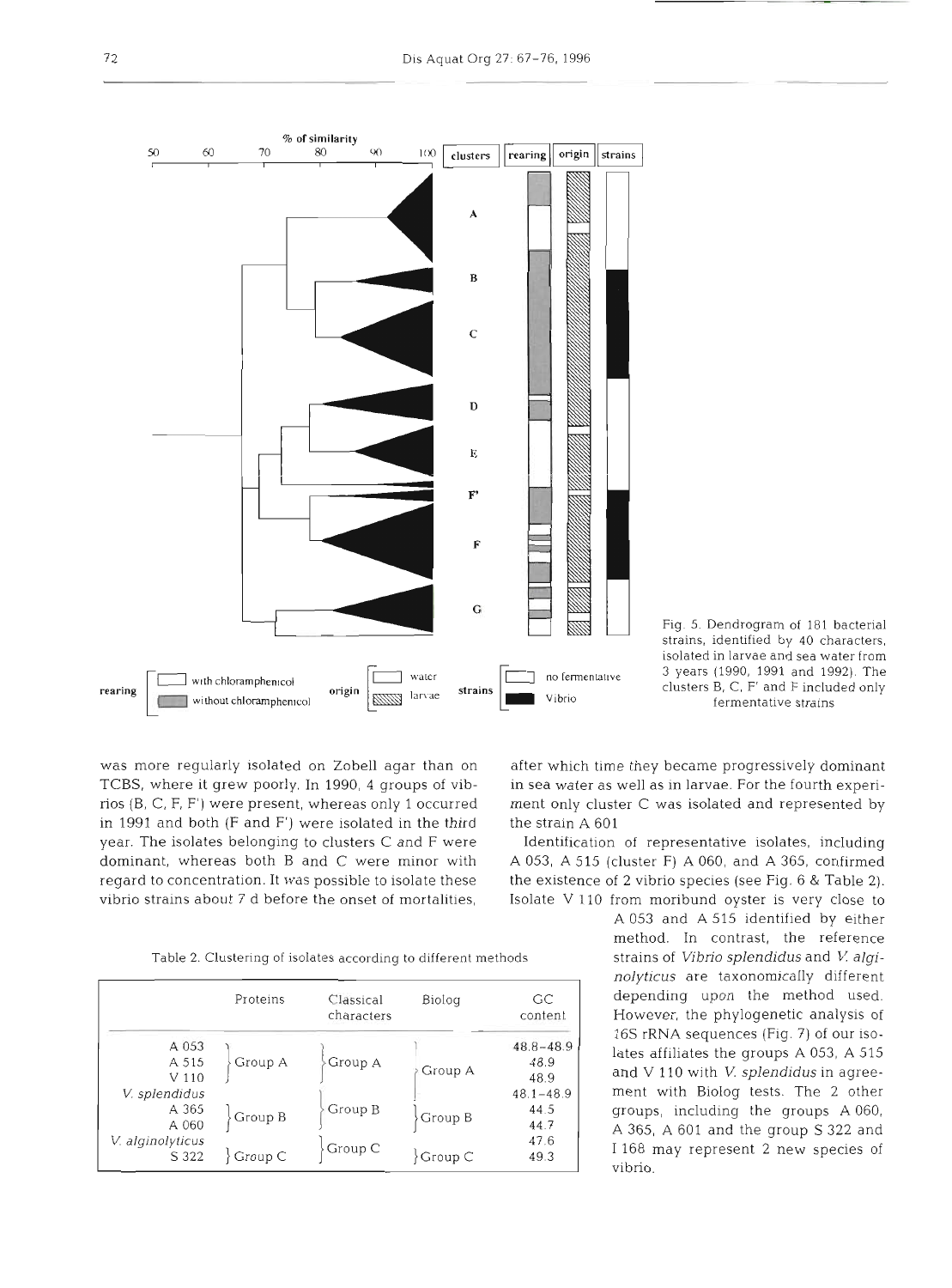Fig. 5. Dendrogram of 181 bacterial strains, identified by 40 characters, isolated in larvae and sea water from 3 years (1990, 1991 and 1992). The clusters B, C, F' and F included only fermentative strains

was more regularly isolated on Zobell agar than on TCBS, where it grew poorly. In 1990, 4 groups of vibrios (B, C, F, F') were present, whereas only 1 occurred in 1991 and both (F and F') were isolated in the third year. The isolates belonging to clusters C and F were dominant, whereas both B and C were minor with regard to concentration. It was possible to isolate these vibrio strains about 7 d before the onset of mortalities, after which time they became progressively dominant in sea water as well as in larvae. For the fourth experiment only cluster C was isolated and represented by the strain A 601

Identification of representative isolates, including A 053, A 515 (cluster F) A 060, and A 365, confirmed the existence of 2 vibrio species (see Fig. 6 & Table 2). Isolate V 110 from moribund oyster is very close to A 053 and A 515 identified by either method. In contrast, the reference strains of *Vibrio splendidus* and *V. alginolyticus* are taxonomically different depending upon the method used. However, the phylogenetic analysis of 16S rRNA sequences (Fig. 7) of our isolates affiliates the groups A 053, A 515 and V 110 with *V. splendidus* in agreement with Biolog tests. The 2 other groups, including the groups A 060, A 365, A 601 and the group S 322 and I 168 may represent 2 new species of vibrio.

Table 2. Clustering of isolates according to different methods

| | Proteins | Classical characters | Biolog | GC content |
|---|---|---|---|---|
| A 053 | Group A | Group A | Group A | 48.8–48.9 |
| A 515 | | | | 48.9 |
| V 110 | | | | 48.9 |
| *V. splendidus* | | | | 48.1–48.9 |
| A 365 | Group B | Group B | Group B | 44.5 |
| A 060 | | | | 44.7 |
| *V. alginolyticus* | | Group C | | 47.6 |
| S 322 | Group C | | Group C | 49.3 |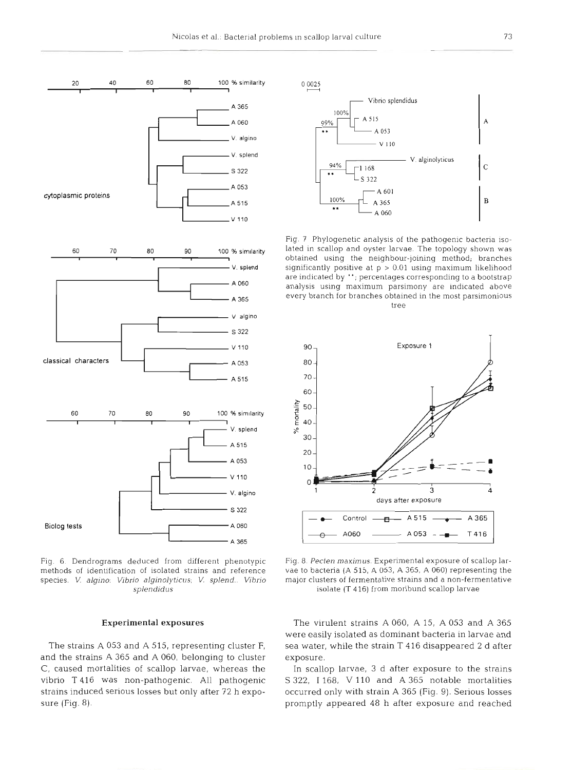Fig. 6. Dendrograms deduced from different phenotypic methods of identification of isolated strains and reference species. *V. algino*: *Vibrio alginolyticus*; *V. splend.*: *Vibrio splendidus*

Fig. 7. Phylogenetic analysis of the pathogenic bacteria isolated in scallop and oyster larvae. The topology shown was obtained using the neighbour-joining method; branches significantly positive at p > 0.01 using maximum likelihood are indicated by **; percentages corresponding to a bootstrap analysis using maximum parsimony are indicated above every branch for branches obtained in the most parsimonious tree

Fig. 8. *Pecten maximus*. Experimental exposure of scallop larvae to bacteria (A 515, A 053, A 365, A 060) representing the major clusters of fermentative strains and a non-fermentative isolate (T 416) from moribund scallop larvae

### Experimental exposures

The strains A 053 and A 515, representing cluster F, and the strains A 365 and A 060, belonging to cluster C, caused mortalities of scallop larvae, whereas the vibrio T 416 was non-pathogenic. All pathogenic strains induced serious losses but only after 72 h exposure (Fig. 8).

The virulent strains A 060, A 15, A 053 and A 365 were easily isolated as dominant bacteria in larvae and sea water, while the strain T 416 disappeared 2 d after exposure.

In scallop larvae, 3 d after exposure to the strains S 322, I 168, V 110 and A 365 notable mortalities occurred only with strain A 365 (Fig. 9). Serious losses promptly appeared 48 h after exposure and reached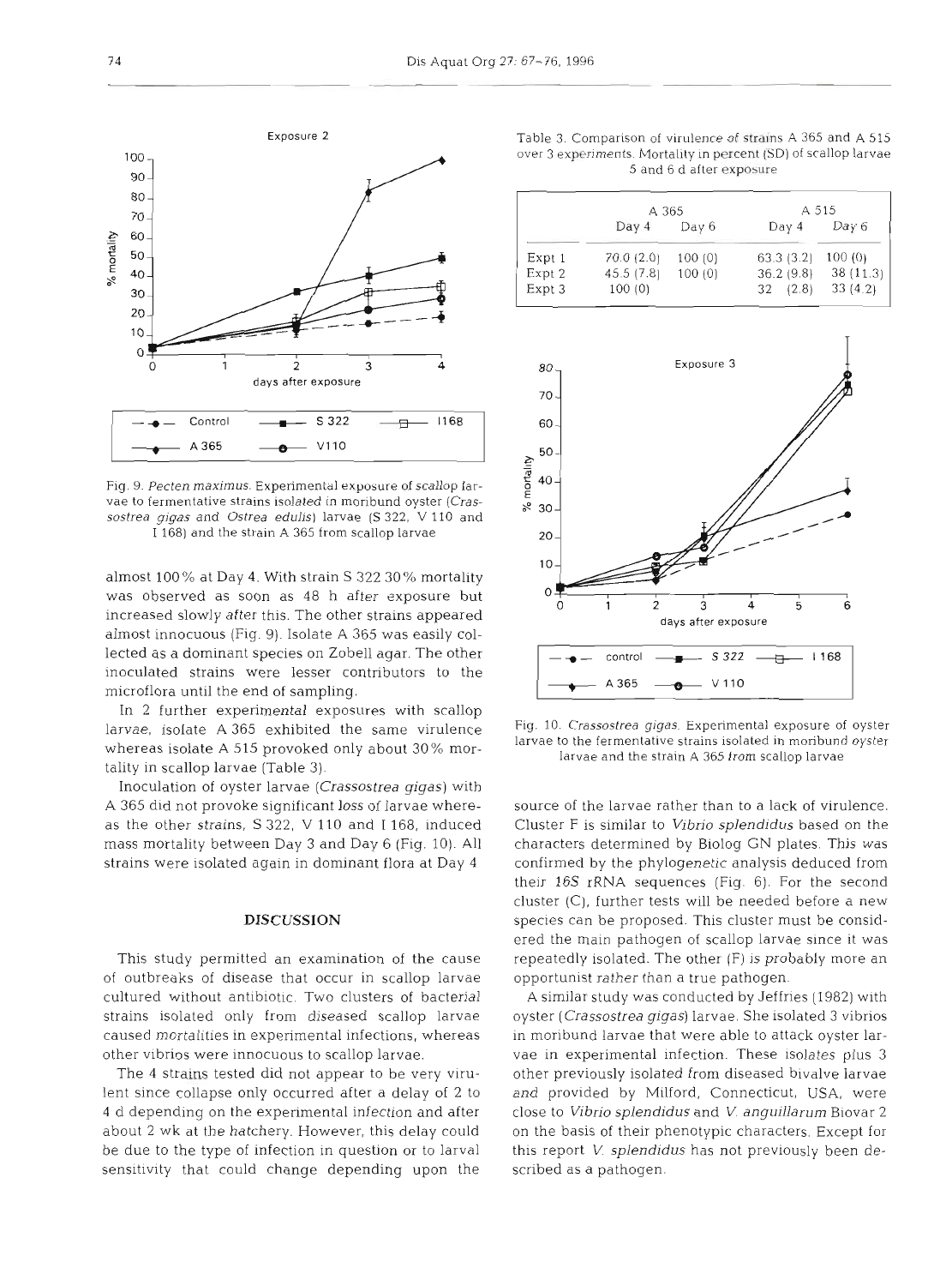Fig. 9. *Pecten maximus*. Experimental exposure of scallop larvae to fermentative strains isolated in moribund oyster (*Crassostrea gigas* and *Ostrea edulis*) larvae (S 322, V 110 and I 168) and the strain A 365 from scallop larvae

almost 100% at Day 4. With strain S 322 30% mortality was observed as soon as 48 h after exposure but increased slowly after this. The other strains appeared almost innocuous (Fig. 9). Isolate A 365 was easily collected as a dominant species on Zobell agar. The other inoculated strains were lesser contributors to the microflora until the end of sampling.

In 2 further experimental exposures with scallop larvae, isolate A 365 exhibited the same virulence whereas isolate A 515 provoked only about 30% mortality in scallop larvae (Table 3).

Inoculation of oyster larvae (*Crassostrea gigas*) with A 365 did not provoke significant loss of larvae whereas the other strains, S 322, V 110 and I 168, induced mass mortality between Day 3 and Day 6 (Fig. 10). All strains were isolated again in dominant flora at Day 4

Table 3. Comparison of virulence of strains A 365 and A 515 over 3 experiments. Mortality in percent (SD) of scallop larvae 5 and 6 d after exposure

| | A 365 | | A 515 | |
|---|---|---|---|---|
| | Day 4 | Day 6 | Day 4 | Day 6 |
| Expt 1 | 70.0 (2.0) | 100 (0) | 63.3 (3.2) | 100 (0) |
| Expt 2 | 45.5 (7.8) | 100 (0) | 36.2 (9.8) | 38 (11.3) |
| Expt 3 | 100 (0) | | 32 (2.8) | 33 (4.2) |

Fig. 10. *Crassostrea gigas*. Experimental exposure of oyster larvae to the fermentative strains isolated in moribund oyster larvae and the strain A 365 from scallop larvae

## DISCUSSION

This study permitted an examination of the cause of outbreaks of disease that occur in scallop larvae cultured without antibiotic. Two clusters of bacterial strains isolated only from diseased scallop larvae caused mortalities in experimental infections, whereas other vibrios were innocuous to scallop larvae.

The 4 strains tested did not appear to be very virulent since collapse only occurred after a delay of 2 to 4 d depending on the experimental infection and after about 2 wk at the hatchery. However, this delay could be due to the type of infection in question or to larval sensitivity that could change depending upon the source of the larvae rather than to a lack of virulence. Cluster F is similar to *Vibrio splendidus* based on the characters determined by Biolog GN plates. This was confirmed by the phylogenetic analysis deduced from their 16S rRNA sequences (Fig. 6). For the second cluster (C), further tests will be needed before a new species can be proposed. This cluster must be considered the main pathogen of scallop larvae since it was repeatedly isolated. The other (F) is probably more an opportunist rather than a true pathogen.

A similar study was conducted by Jeffries (1982) with oyster (*Crassostrea gigas*) larvae. She isolated 3 vibrios in moribund larvae that were able to attack oyster larvae in experimental infection. These isolates plus 3 other previously isolated from diseased bivalve larvae and provided by Milford, Connecticut, USA, were close to *Vibrio splendidus* and *V. anguillarum* Biovar 2 on the basis of their phenotypic characters. Except for this report *V. splendidus* has not previously been described as a pathogen.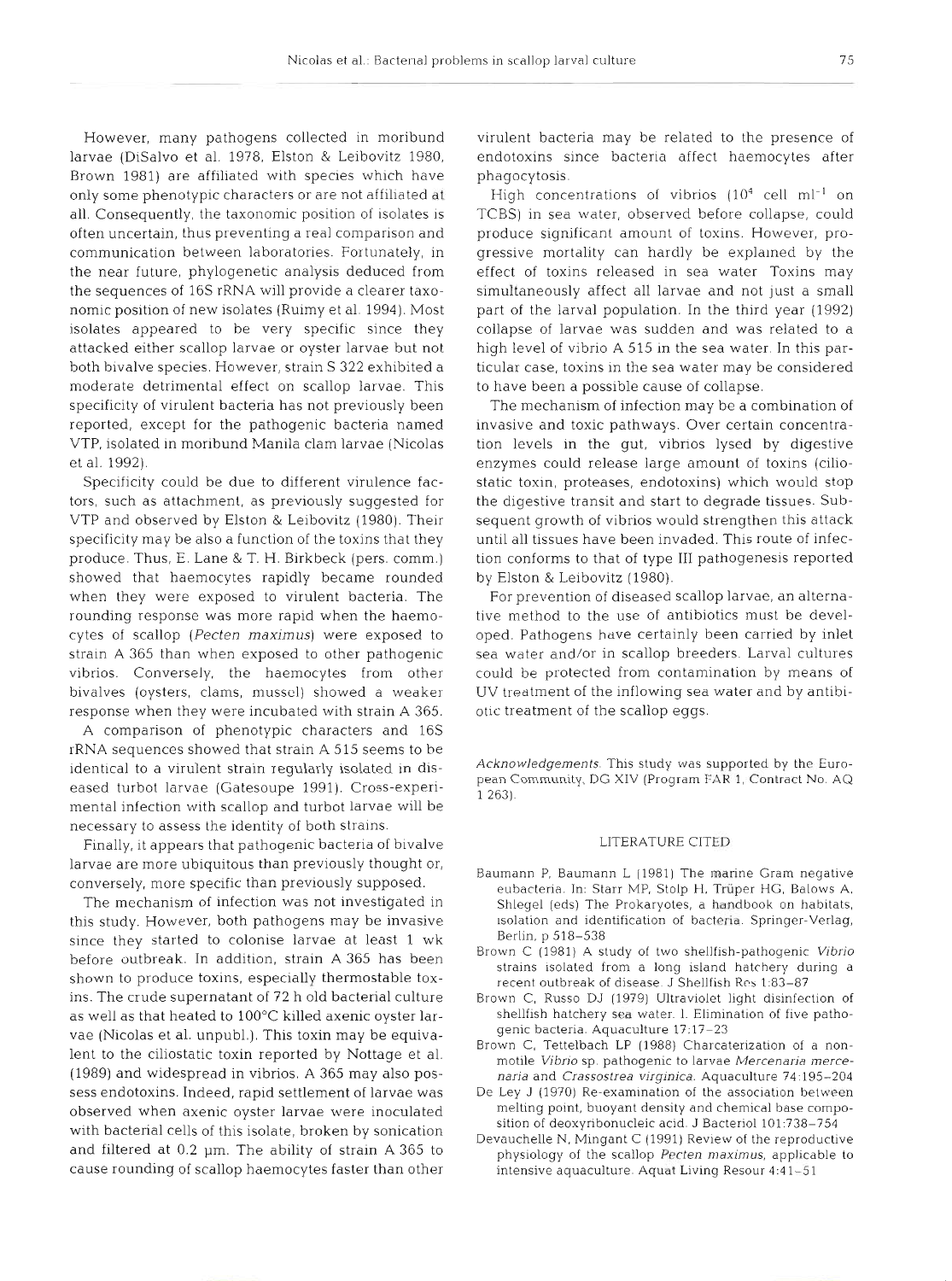However, many pathogens collected in moribund larvae (DiSalvo et al. 1978, Elston & Leibovitz 1980, Brown 1981) are affiliated with species which have only some phenotypic characters or are not affiliated at all. Consequently, the taxonomic position of isolates is often uncertain, thus preventing a real comparison and communication between laboratories. Fortunately, in the near future, phylogenetic analysis deduced from the sequences of 16S rRNA will provide a clearer taxonomic position of new isolates (Ruimy et al. 1994). Most isolates appeared to be very specific since they attacked either scallop larvae or oyster larvae but not both bivalve species. However, strain S 322 exhibited a moderate detrimental effect on scallop larvae. This specificity of virulent bacteria has not previously been reported, except for the pathogenic bacteria named VTP, isolated in moribund Manila clam larvae (Nicolas et al. 1992).

Specificity could be due to different virulence factors, such as attachment, as previously suggested for VTP and observed by Elston & Leibovitz (1980). Their specificity may be also a function of the toxins that they produce. Thus, E. Lane & T. H. Birkbeck (pers. comm.) showed that haemocytes rapidly became rounded when they were exposed to virulent bacteria. The rounding response was more rapid when the haemocytes of scallop (*Pecten maximus*) were exposed to strain A 365 than when exposed to other pathogenic vibrios. Conversely, the haemocytes from other bivalves (oysters, clams, mussel) showed a weaker response when they were incubated with strain A 365.

A comparison of phenotypic characters and 16S rRNA sequences showed that strain A 515 seems to be identical to a virulent strain regularly isolated in diseased turbot larvae (Gatesoupe 1991). Cross-experimental infection with scallop and turbot larvae will be necessary to assess the identity of both strains.

Finally, it appears that pathogenic bacteria of bivalve larvae are more ubiquitous than previously thought or, conversely, more specific than previously supposed.

The mechanism of infection was not investigated in this study. However, both pathogens may be invasive since they started to colonise larvae at least 1 wk before outbreak. In addition, strain A 365 has been shown to produce toxins, especially thermostable toxins. The crude supernatant of 72 h old bacterial culture as well as that heated to 100°C killed axenic oyster larvae (Nicolas et al. unpubl.). This toxin may be equivalent to the ciliostatic toxin reported by Nottage et al. (1989) and widespread in vibrios. A 365 may also possess endotoxins. Indeed, rapid settlement of larvae was observed when axenic oyster larvae were inoculated with bacterial cells of this isolate, broken by sonication and filtered at 0.2 µm. The ability of strain A 365 to cause rounding of scallop haemocytes faster than other virulent bacteria may be related to the presence of endotoxins since bacteria affect haemocytes after phagocytosis.

High concentrations of vibrios ($10^4$ cell ml$^{-1}$ on TCBS) in sea water, observed before collapse, could produce significant amount of toxins. However, progressive mortality can hardly be explained by the effect of toxins released in sea water. Toxins may simultaneously affect all larvae and not just a small part of the larval population. In the third year (1992) collapse of larvae was sudden and was related to a high level of vibrio A 515 in the sea water. In this particular case, toxins in the sea water may be considered to have been a possible cause of collapse.

The mechanism of infection may be a combination of invasive and toxic pathways. Over certain concentration levels in the gut, vibrios lysed by digestive enzymes could release large amount of toxins (ciliostatic toxin, proteases, endotoxins) which would stop the digestive transit and start to degrade tissues. Subsequent growth of vibrios would strengthen this attack until all tissues have been invaded. This route of infection conforms to that of type III pathogenesis reported by Elston & Leibovitz (1980).

For prevention of diseased scallop larvae, an alternative method to the use of antibiotics must be developed. Pathogens have certainly been carried by inlet sea water and/or in scallop breeders. Larval cultures could be protected from contamination by means of UV treatment of the inflowing sea water and by antibiotic treatment of the scallop eggs.

*Acknowledgements.* This study was supported by the European Community, DG XIV (Program FAR 1, Contract No. AQ 1 263).

## LITERATURE CITED

Baumann P, Baumann L (1981) The marine Gram negative eubacteria. In: Starr MP, Stolp H, Trüper HG, Balows A, Shlegel (eds) The Prokaryotes, a handbook on habitats, isolation and identification of bacteria. Springer-Verlag, Berlin, p 518–538

Brown C (1981) A study of two shellfish-pathogenic *Vibrio* strains isolated from a long island hatchery during a recent outbreak of disease. J Shellfish Res 1:83–87

Brown C, Russo DJ (1979) Ultraviolet light disinfection of shellfish hatchery sea water. I. Elimination of five pathogenic bacteria. Aquaculture 17:17–23

Brown C, Tettelbach LP (1988) Charcaterization of a nonmotile *Vibrio* sp. pathogenic to larvae *Mercenaria mercenaria* and *Crassostrea virginica*. Aquaculture 74:195–204

De Ley J (1970) Re-examination of the association between melting point, buoyant density and chemical base composition of deoxyribonucleic acid. J Bacteriol 101:738–754

Devauchelle N, Mingant C (1991) Review of the reproductive physiology of the scallop *Pecten maximus*, applicable to intensive aquaculture. Aquat Living Resour 4:41–51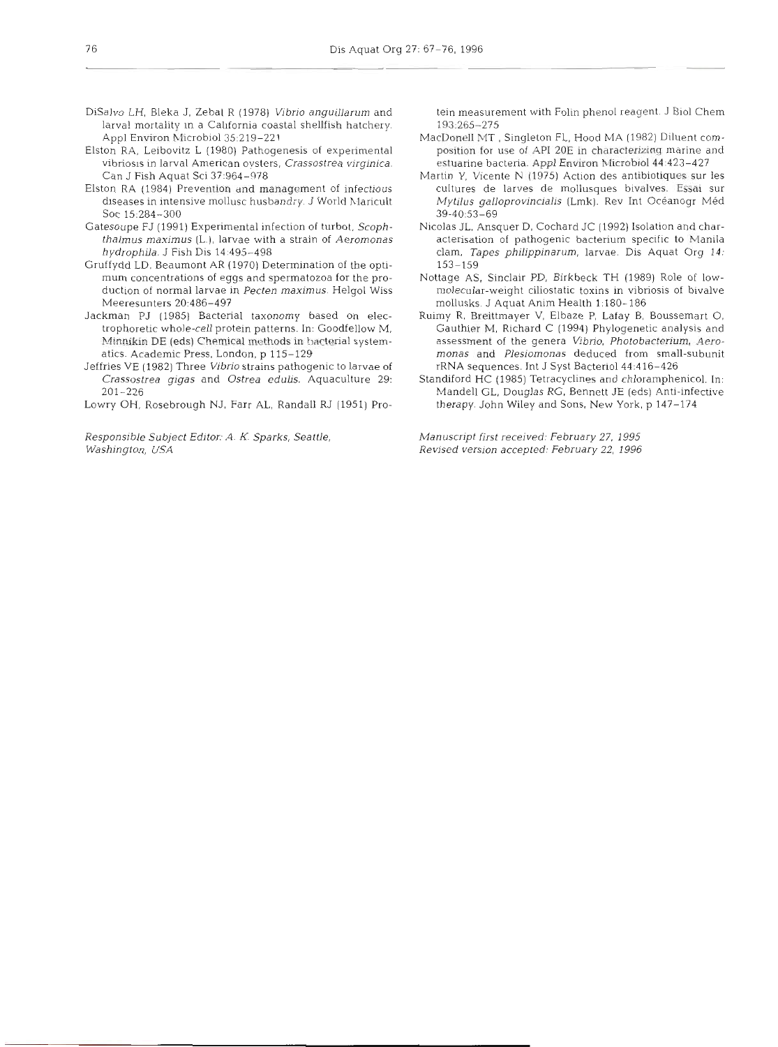DiSalvo LH, Bleka J, Zebal R (1978) *Vibrio anguillarum* and larval mortality in a California coastal shellfish hatchery. Appl Environ Microbiol 35:219–221

Elston RA, Leibovitz L (1980) Pathogenesis of experimental vibriosis in larval American oysters, *Crassostrea virginica*. Can J Fish Aquat Sci 37:964–978

Elston RA (1984) Prevention and management of infectious diseases in intensive mollusc husbandry. J World Maricult Soc 15:284–300

Gatesoupe FJ (1991) Experimental infection of turbot, *Scophthalmus maximus* (L.), larvae with a strain of *Aeromonas hydrophila*. J Fish Dis 14:495–498

Gruffydd LD, Beaumont AR (1970) Determination of the optimum concentrations of eggs and spermatozoa for the production of normal larvae in *Pecten maximus*. Helgol Wiss Meeresunters 20:486–497

Jackman PJ (1985) Bacterial taxonomy based on electrophoretic whole-cell protein patterns. In: Goodfellow M, Minnikin DE (eds) Chemical methods in bacterial systematics. Academic Press, London, p 115–129

Jeffries VE (1982) Three *Vibrio* strains pathogenic to larvae of *Crassostrea gigas* and *Ostrea edulis*. Aquaculture 29: 201–226

Lowry OH, Rosebrough NJ, Farr AL, Randall RJ (1951) Protein measurement with Folin phenol reagent. J Biol Chem 193:265–275

MacDonell MT, Singleton FL, Hood MA (1982) Diluent composition for use of API 20E in characterizing marine and estuarine bacteria. Appl Environ Microbiol 44:423–427

Martin Y, Vicente N (1975) Action des antibiotiques sur les cultures de larves de mollusques bivalves. Essai sur *Mytilus galloprovincialis* (Lmk). Rev Int Océanogr Méd 39-40:53–69

Nicolas JL, Ansquer D, Cochard JC (1992) Isolation and characterisation of pathogenic bacterium specific to Manila clam, *Tapes philippinarum*, larvae. Dis Aquat Org 14: 153–159

Nottage AS, Sinclair PD, Birkbeck TH (1989) Role of low-molecular-weight ciliostatic toxins in vibriosis of bivalve mollusks. J Aquat Anim Health 1:180–186

Ruimy R, Breittmayer V, Elbaze P, Lafay B, Boussemart O, Gauthier M, Richard C (1994) Phylogenetic analysis and assessment of the genera *Vibrio*, *Photobacterium*, *Aeromonas* and *Plesiomonas* deduced from small-subunit rRNA sequences. Int J Syst Bacteriol 44:416–426

Standiford HC (1985) Tetracyclines and chloramphenicol. In: Mandell GL, Douglas RG, Bennett JE (eds) Anti-infective therapy. John Wiley and Sons, New York, p 147–174

*Responsible Subject Editor: A. K. Sparks, Seattle, Washington, USA*

*Manuscript first received: February 27, 1995*
*Revised version accepted: February 22, 1996*